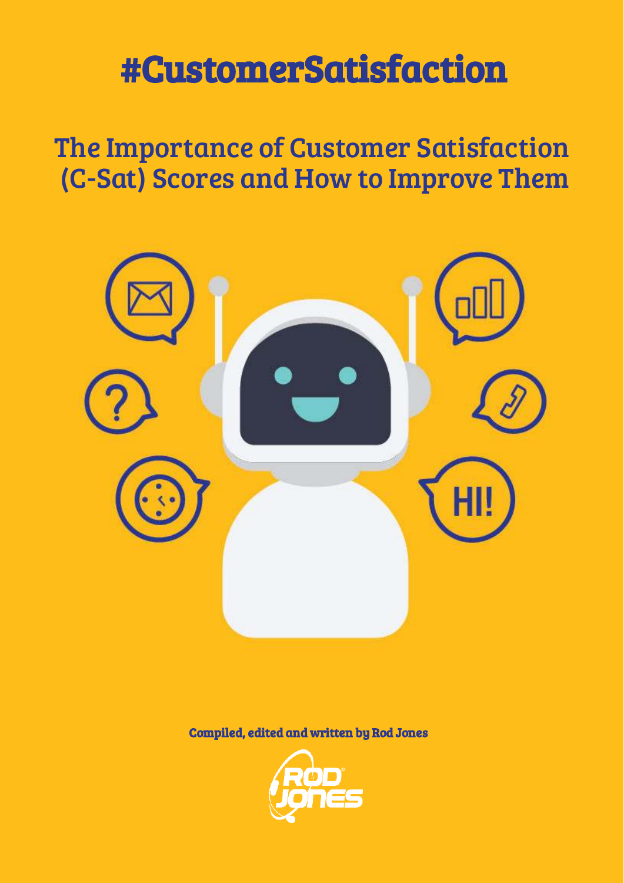# #CustomerSatisfaction

## The Importance of Customer Satisfaction (C-Sat) Scores and How to Improve Them

**Compiled, edited and written by Rod Jones**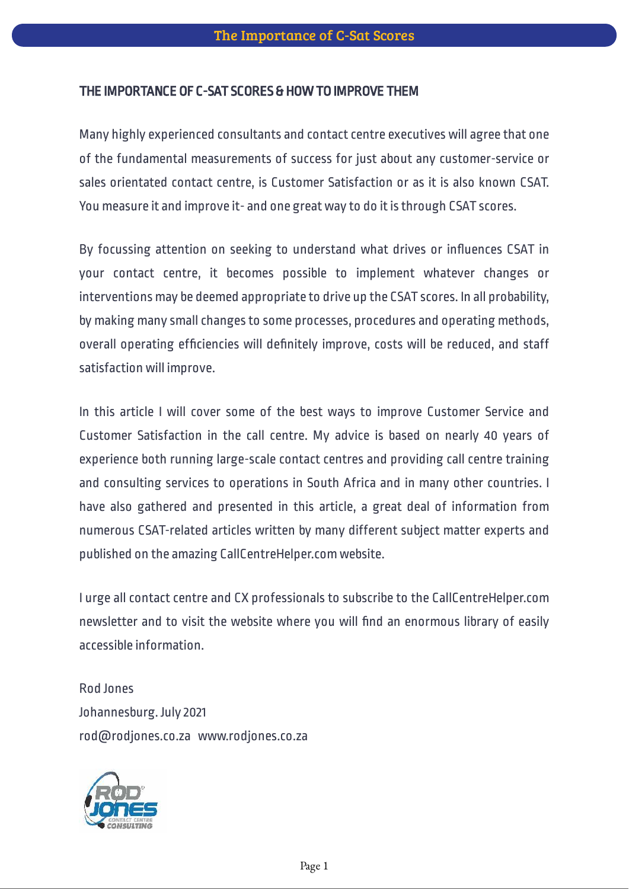## THE IMPORTANCE OF C-SAT SCORES & HOW TO IMPROVE THEM

Many highly experienced consultants and contact centre executives will agree that one of the fundamental measurements of success for just about any customer-service or sales orientated contact centre, is Customer Satisfaction or as it is also known CSAT. You measure it and improve it- and one great way to do it is through CSAT scores.

By focussing attention on seeking to understand what drives or influences CSAT in your contact centre, it becomes possible to implement whatever changes or interventions may be deemed appropriate to drive up the CSAT scores. In all probability, by making many small changes to some processes, procedures and operating methods, overall operating efficiencies will definitely improve, costs will be reduced, and staff satisfaction will improve.

In this article I will cover some of the best ways to improve Customer Service and Customer Satisfaction in the call centre. My advice is based on nearly 40 years of experience both running large-scale contact centres and providing call centre training and consulting services to operations in South Africa and in many other countries. I have also gathered and presented in this article, a great deal of information from numerous CSAT-related articles written by many different subject matter experts and published on the amazing CallCentreHelper.com website.

I urge all contact centre and CX professionals to subscribe to the CallCentreHelper.com newsletter and to visit the website where you will find an enormous library of easily accessible information.

Rod Jones
Johannesburg. July 2021
rod@rodjones.co.za www.rodjones.co.za

ROD JONES CONTACT CENTRE CONSULTING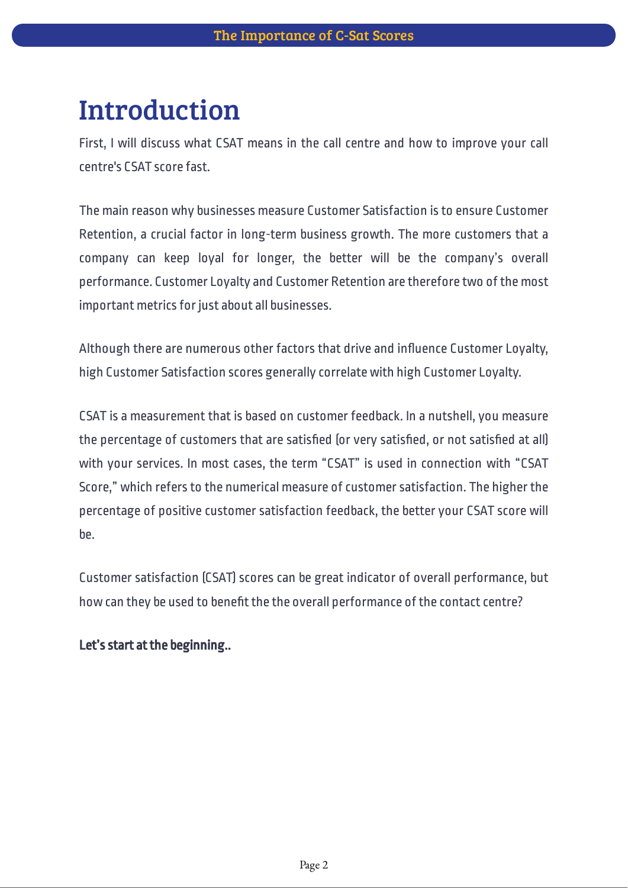# Introduction

First, I will discuss what CSAT means in the call centre and how to improve your call centre's CSAT score fast.

The main reason why businesses measure Customer Satisfaction is to ensure Customer Retention, a crucial factor in long-term business growth. The more customers that a company can keep loyal for longer, the better will be the company's overall performance. Customer Loyalty and Customer Retention are therefore two of the most important metrics for just about all businesses.

Although there are numerous other factors that drive and influence Customer Loyalty, high Customer Satisfaction scores generally correlate with high Customer Loyalty.

CSAT is a measurement that is based on customer feedback. In a nutshell, you measure the percentage of customers that are satisfied (or very satisfied, or not satisfied at all) with your services. In most cases, the term "CSAT" is used in connection with "CSAT Score," which refers to the numerical measure of customer satisfaction. The higher the percentage of positive customer satisfaction feedback, the better your CSAT score will be.

Customer satisfaction (CSAT) scores can be great indicator of overall performance, but how can they be used to benefit the the overall performance of the contact centre?

**Let's start at the beginning..**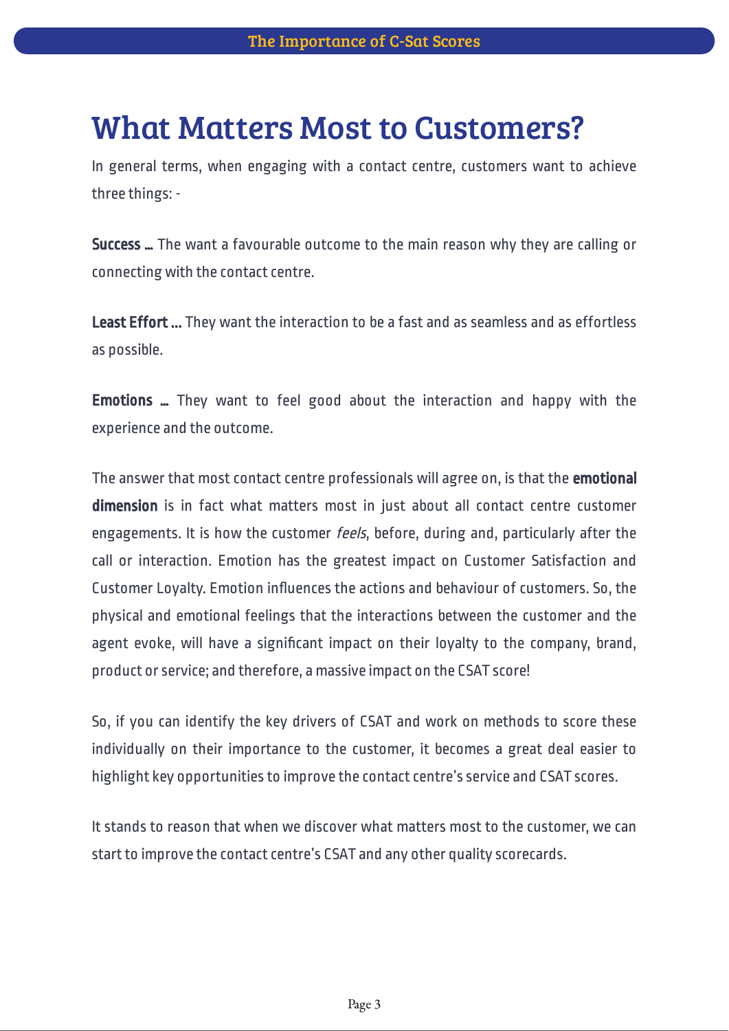# What Matters Most to Customers?

In general terms, when engaging with a contact centre, customers want to achieve three things: -

**Success …** The want a favourable outcome to the main reason why they are calling or connecting with the contact centre.

**Least Effort …** They want the interaction to be a fast and as seamless and as effortless as possible.

**Emotions …** They want to feel good about the interaction and happy with the experience and the outcome.

The answer that most contact centre professionals will agree on, is that the **emotional dimension** is in fact what matters most in just about all contact centre customer engagements. It is how the customer *feels*, before, during and, particularly after the call or interaction. Emotion has the greatest impact on Customer Satisfaction and Customer Loyalty. Emotion influences the actions and behaviour of customers. So, the physical and emotional feelings that the interactions between the customer and the agent evoke, will have a significant impact on their loyalty to the company, brand, product or service; and therefore, a massive impact on the CSAT score!

So, if you can identify the key drivers of CSAT and work on methods to score these individually on their importance to the customer, it becomes a great deal easier to highlight key opportunities to improve the contact centre's service and CSAT scores.

It stands to reason that when we discover what matters most to the customer, we can start to improve the contact centre's CSAT and any other quality scorecards.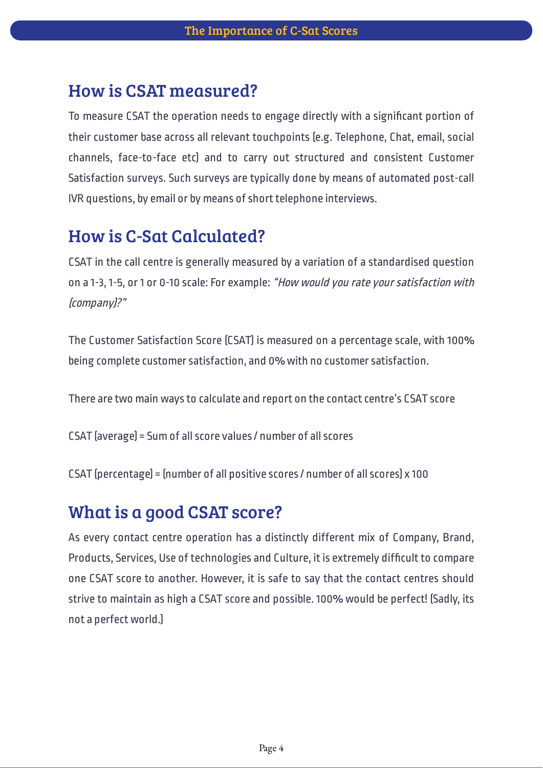## How is CSAT measured?

To measure CSAT the operation needs to engage directly with a significant portion of their customer base across all relevant touchpoints (e.g. Telephone, Chat, email, social channels, face-to-face etc) and to carry out structured and consistent Customer Satisfaction surveys. Such surveys are typically done by means of automated post-call IVR questions, by email or by means of short telephone interviews.

## How is C-Sat Calculated?

CSAT in the call centre is generally measured by a variation of a standardised question on a 1-3, 1-5, or 1 or 0-10 scale: For example: *"How would you rate your satisfaction with [company]?"*

The Customer Satisfaction Score (CSAT) is measured on a percentage scale, with 100% being complete customer satisfaction, and 0% with no customer satisfaction.

There are two main ways to calculate and report on the contact centre's CSAT score

CSAT (average) = Sum of all score values / number of all scores

CSAT (percentage) = (number of all positive scores / number of all scores) x 100

## What is a good CSAT score?

As every contact centre operation has a distinctly different mix of Company, Brand, Products, Services, Use of technologies and Culture, it is extremely difficult to compare one CSAT score to another. However, it is safe to say that the contact centres should strive to maintain as high a CSAT score and possible. 100% would be perfect! (Sadly, its not a perfect world.)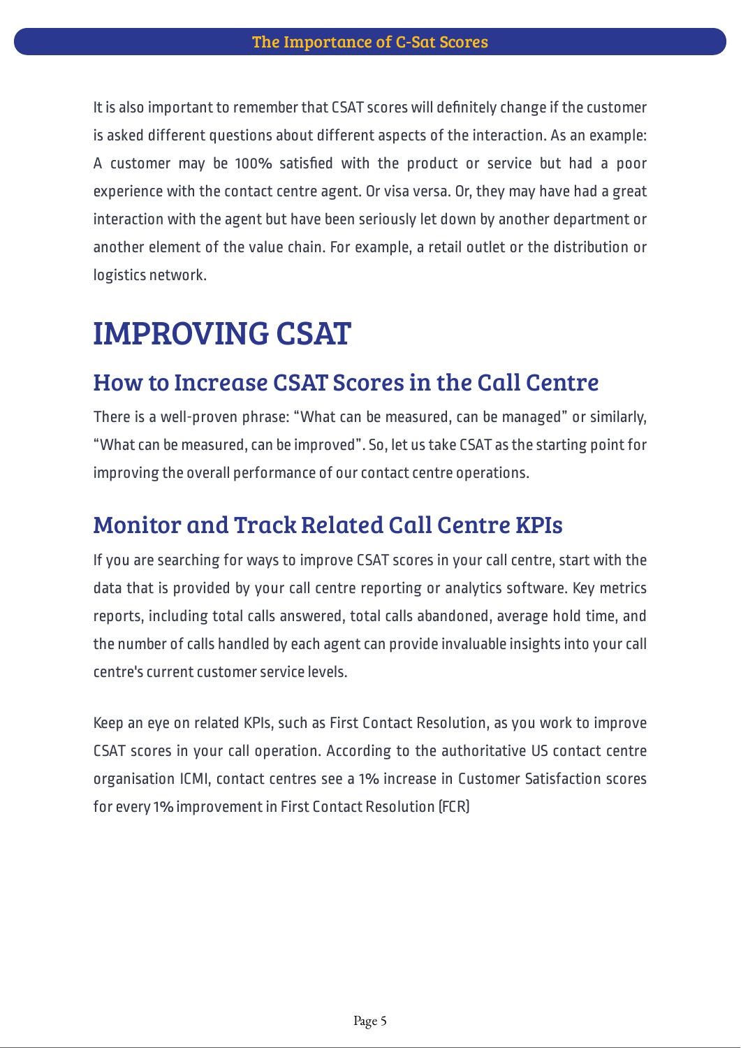It is also important to remember that CSAT scores will definitely change if the customer is asked different questions about different aspects of the interaction. As an example: A customer may be 100% satisfied with the product or service but had a poor experience with the contact centre agent. Or visa versa. Or, they may have had a great interaction with the agent but have been seriously let down by another department or another element of the value chain. For example, a retail outlet or the distribution or logistics network.

# IMPROVING CSAT

## How to Increase CSAT Scores in the Call Centre

There is a well-proven phrase: "What can be measured, can be managed" or similarly, "What can be measured, can be improved". So, let us take CSAT as the starting point for improving the overall performance of our contact centre operations.

## Monitor and Track Related Call Centre KPIs

If you are searching for ways to improve CSAT scores in your call centre, start with the data that is provided by your call centre reporting or analytics software. Key metrics reports, including total calls answered, total calls abandoned, average hold time, and the number of calls handled by each agent can provide invaluable insights into your call centre's current customer service levels.

Keep an eye on related KPIs, such as First Contact Resolution, as you work to improve CSAT scores in your call operation. According to the authoritative US contact centre organisation ICMI, contact centres see a 1% increase in Customer Satisfaction scores for every 1% improvement in First Contact Resolution (FCR)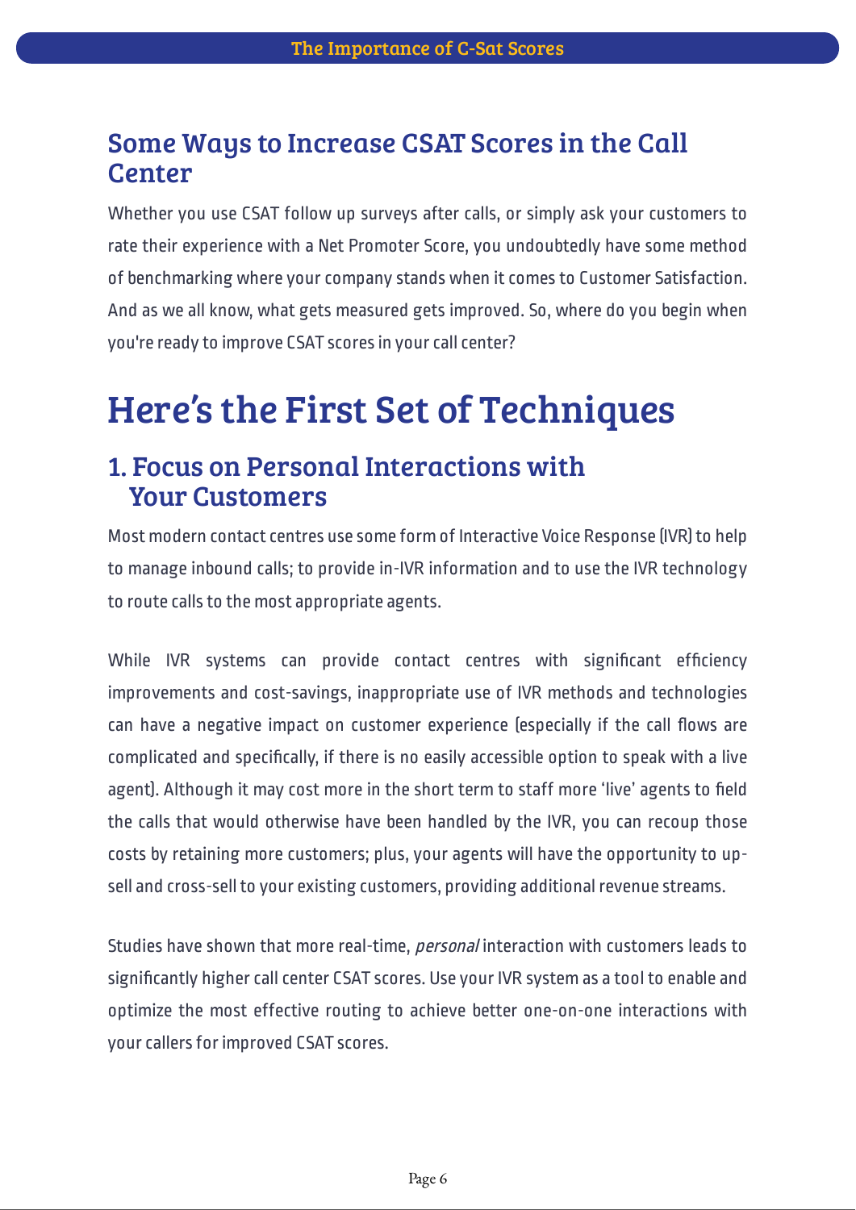## Some Ways to Increase CSAT Scores in the Call Center

Whether you use CSAT follow up surveys after calls, or simply ask your customers to rate their experience with a Net Promoter Score, you undoubtedly have some method of benchmarking where your company stands when it comes to Customer Satisfaction. And as we all know, what gets measured gets improved. So, where do you begin when you're ready to improve CSAT scores in your call center?

# Here's the First Set of Techniques

## 1. Focus on Personal Interactions with Your Customers

Most modern contact centres use some form of Interactive Voice Response (IVR) to help to manage inbound calls; to provide in-IVR information and to use the IVR technology to route calls to the most appropriate agents.

While IVR systems can provide contact centres with significant efficiency improvements and cost-savings, inappropriate use of IVR methods and technologies can have a negative impact on customer experience (especially if the call flows are complicated and specifically, if there is no easily accessible option to speak with a live agent). Although it may cost more in the short term to staff more 'live' agents to field the calls that would otherwise have been handled by the IVR, you can recoup those costs by retaining more customers; plus, your agents will have the opportunity to up-sell and cross-sell to your existing customers, providing additional revenue streams.

Studies have shown that more real-time, *personal* interaction with customers leads to significantly higher call center CSAT scores. Use your IVR system as a tool to enable and optimize the most effective routing to achieve better one-on-one interactions with your callers for improved CSAT scores.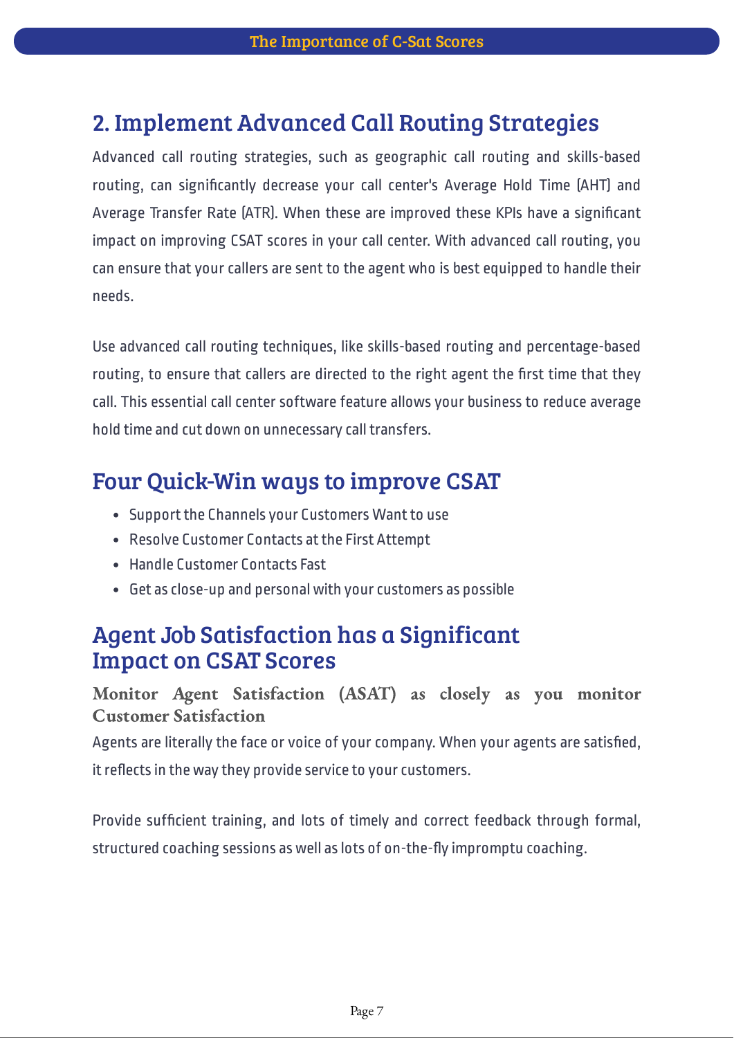## 2. Implement Advanced Call Routing Strategies

Advanced call routing strategies, such as geographic call routing and skills-based routing, can significantly decrease your call center's Average Hold Time (AHT) and Average Transfer Rate (ATR). When these are improved these KPIs have a significant impact on improving CSAT scores in your call center. With advanced call routing, you can ensure that your callers are sent to the agent who is best equipped to handle their needs.

Use advanced call routing techniques, like skills-based routing and percentage-based routing, to ensure that callers are directed to the right agent the first time that they call. This essential call center software feature allows your business to reduce average hold time and cut down on unnecessary call transfers.

## Four Quick-Win ways to improve CSAT

- Support the Channels your Customers Want to use
- Resolve Customer Contacts at the First Attempt
- Handle Customer Contacts Fast
- Get as close-up and personal with your customers as possible

## Agent Job Satisfaction has a Significant Impact on CSAT Scores

### Monitor Agent Satisfaction (ASAT) as closely as you monitor Customer Satisfaction

Agents are literally the face or voice of your company. When your agents are satisfied, it reflects in the way they provide service to your customers.

Provide sufficient training, and lots of timely and correct feedback through formal, structured coaching sessions as well as lots of on-the-fly impromptu coaching.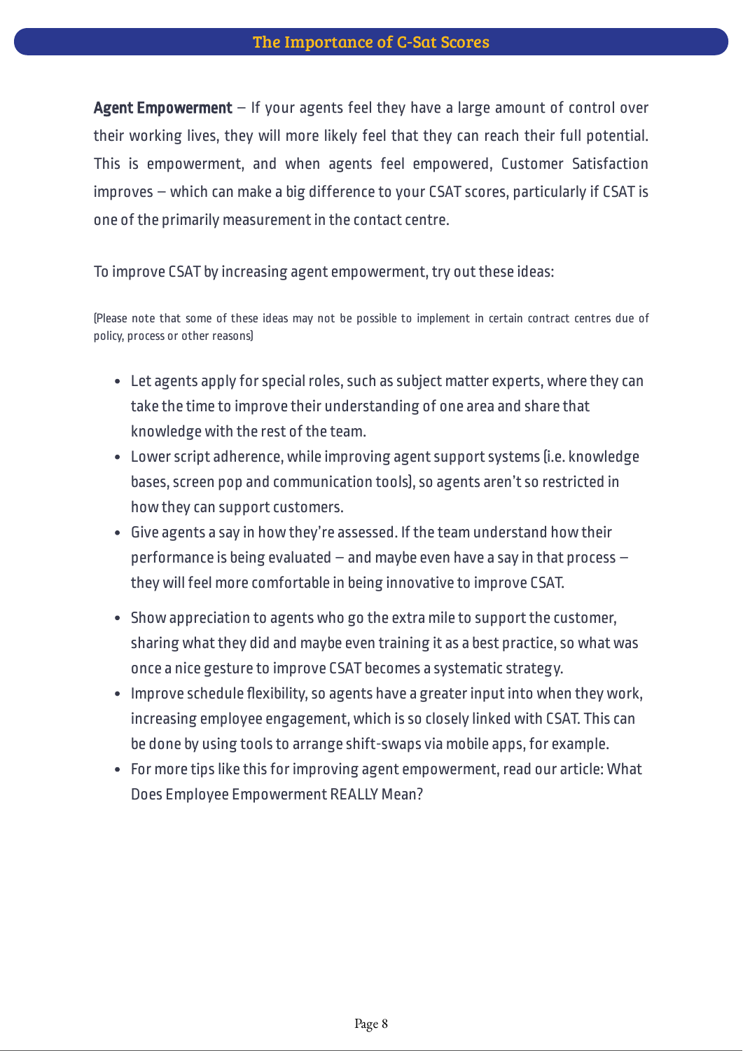**Agent Empowerment** – If your agents feel they have a large amount of control over their working lives, they will more likely feel that they can reach their full potential. This is empowerment, and when agents feel empowered, Customer Satisfaction improves – which can make a big difference to your CSAT scores, particularly if CSAT is one of the primarily measurement in the contact centre.

To improve CSAT by increasing agent empowerment, try out these ideas:

(Please note that some of these ideas may not be possible to implement in certain contract centres due of policy, process or other reasons)

- Let agents apply for special roles, such as subject matter experts, where they can take the time to improve their understanding of one area and share that knowledge with the rest of the team.
- Lower script adherence, while improving agent support systems (i.e. knowledge bases, screen pop and communication tools), so agents aren't so restricted in how they can support customers.
- Give agents a say in how they're assessed. If the team understand how their performance is being evaluated – and maybe even have a say in that process – they will feel more comfortable in being innovative to improve CSAT.
- Show appreciation to agents who go the extra mile to support the customer, sharing what they did and maybe even training it as a best practice, so what was once a nice gesture to improve CSAT becomes a systematic strategy.
- Improve schedule flexibility, so agents have a greater input into when they work, increasing employee engagement, which is so closely linked with CSAT. This can be done by using tools to arrange shift-swaps via mobile apps, for example.
- For more tips like this for improving agent empowerment, read our article: What Does Employee Empowerment REALLY Mean?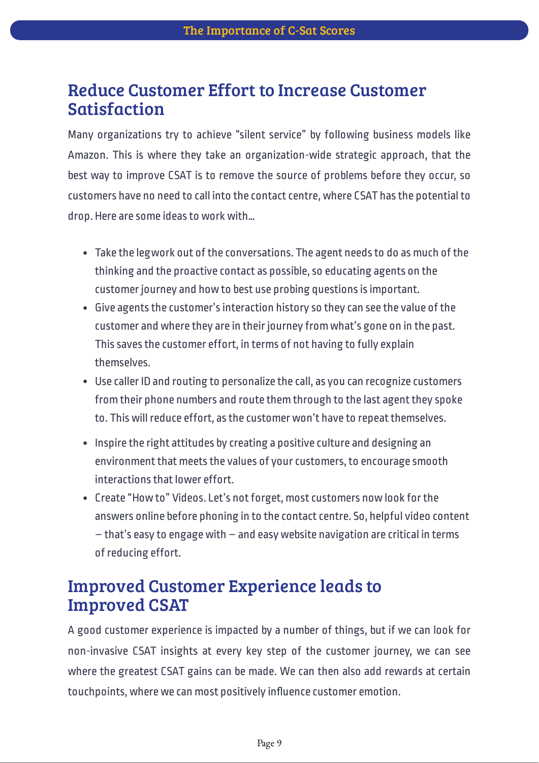## Reduce Customer Effort to Increase Customer Satisfaction

Many organizations try to achieve “silent service” by following business models like Amazon. This is where they take an organization-wide strategic approach, that the best way to improve CSAT is to remove the source of problems before they occur, so customers have no need to call into the contact centre, where CSAT has the potential to drop. Here are some ideas to work with…

- Take the legwork out of the conversations. The agent needs to do as much of the thinking and the proactive contact as possible, so educating agents on the customer journey and how to best use probing questions is important.
- Give agents the customer’s interaction history so they can see the value of the customer and where they are in their journey from what’s gone on in the past. This saves the customer effort, in terms of not having to fully explain themselves.
- Use caller ID and routing to personalize the call, as you can recognize customers from their phone numbers and route them through to the last agent they spoke to. This will reduce effort, as the customer won’t have to repeat themselves.
- Inspire the right attitudes by creating a positive culture and designing an environment that meets the values of your customers, to encourage smooth interactions that lower effort.
- Create “How to” Videos. Let’s not forget, most customers now look for the answers online before phoning in to the contact centre. So, helpful video content – that’s easy to engage with – and easy website navigation are critical in terms of reducing effort.

## Improved Customer Experience leads to Improved CSAT

A good customer experience is impacted by a number of things, but if we can look for non-invasive CSAT insights at every key step of the customer journey, we can see where the greatest CSAT gains can be made. We can then also add rewards at certain touchpoints, where we can most positively influence customer emotion.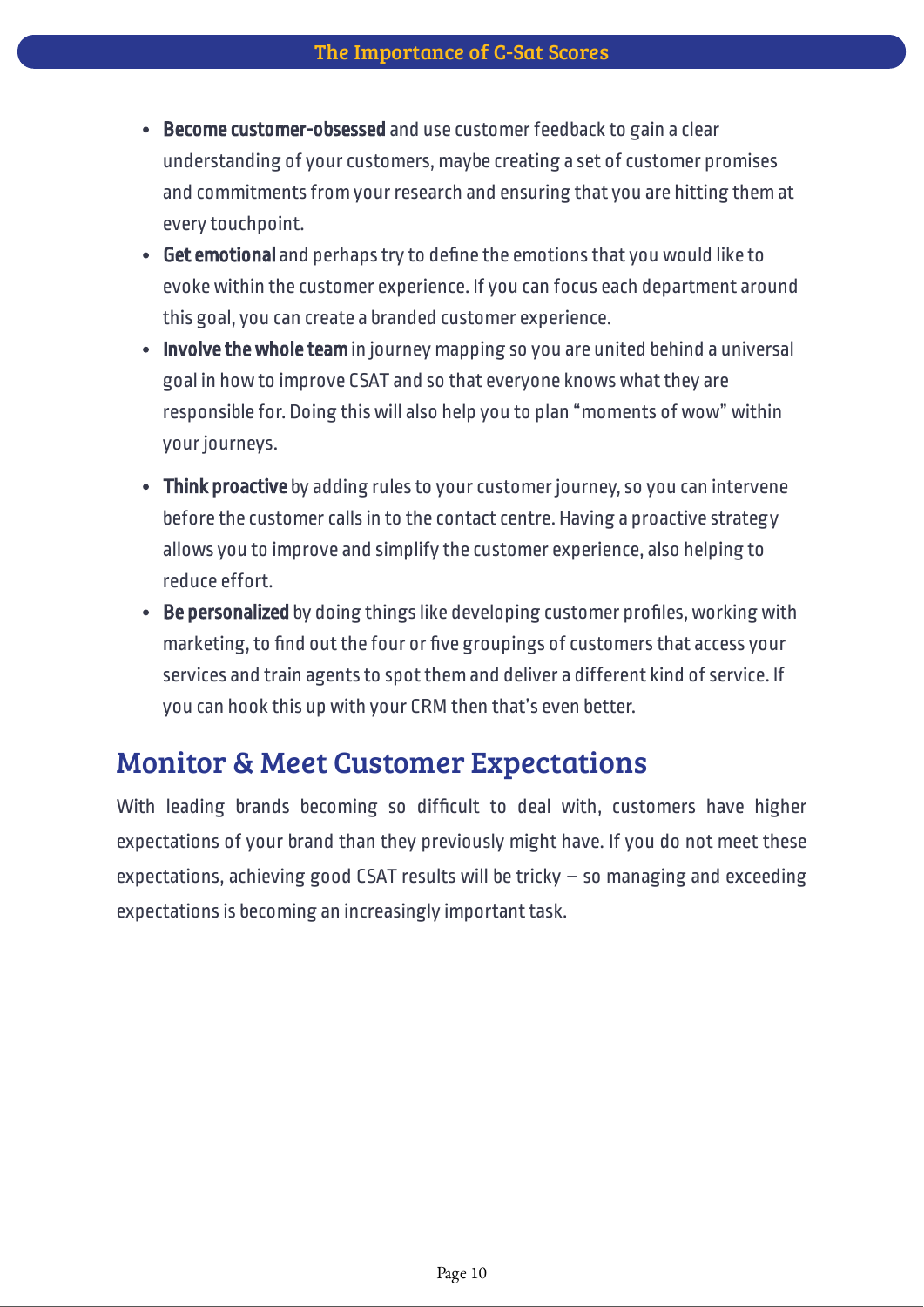- **Become customer-obsessed** and use customer feedback to gain a clear understanding of your customers, maybe creating a set of customer promises and commitments from your research and ensuring that you are hitting them at every touchpoint.
- **Get emotional** and perhaps try to define the emotions that you would like to evoke within the customer experience. If you can focus each department around this goal, you can create a branded customer experience.
- **Involve the whole team** in journey mapping so you are united behind a universal goal in how to improve CSAT and so that everyone knows what they are responsible for. Doing this will also help you to plan "moments of wow" within your journeys.
- **Think proactive** by adding rules to your customer journey, so you can intervene before the customer calls in to the contact centre. Having a proactive strategy allows you to improve and simplify the customer experience, also helping to reduce effort.
- **Be personalized** by doing things like developing customer profiles, working with marketing, to find out the four or five groupings of customers that access your services and train agents to spot them and deliver a different kind of service. If you can hook this up with your CRM then that's even better.

## Monitor & Meet Customer Expectations

With leading brands becoming so difficult to deal with, customers have higher expectations of your brand than they previously might have. If you do not meet these expectations, achieving good CSAT results will be tricky – so managing and exceeding expectations is becoming an increasingly important task.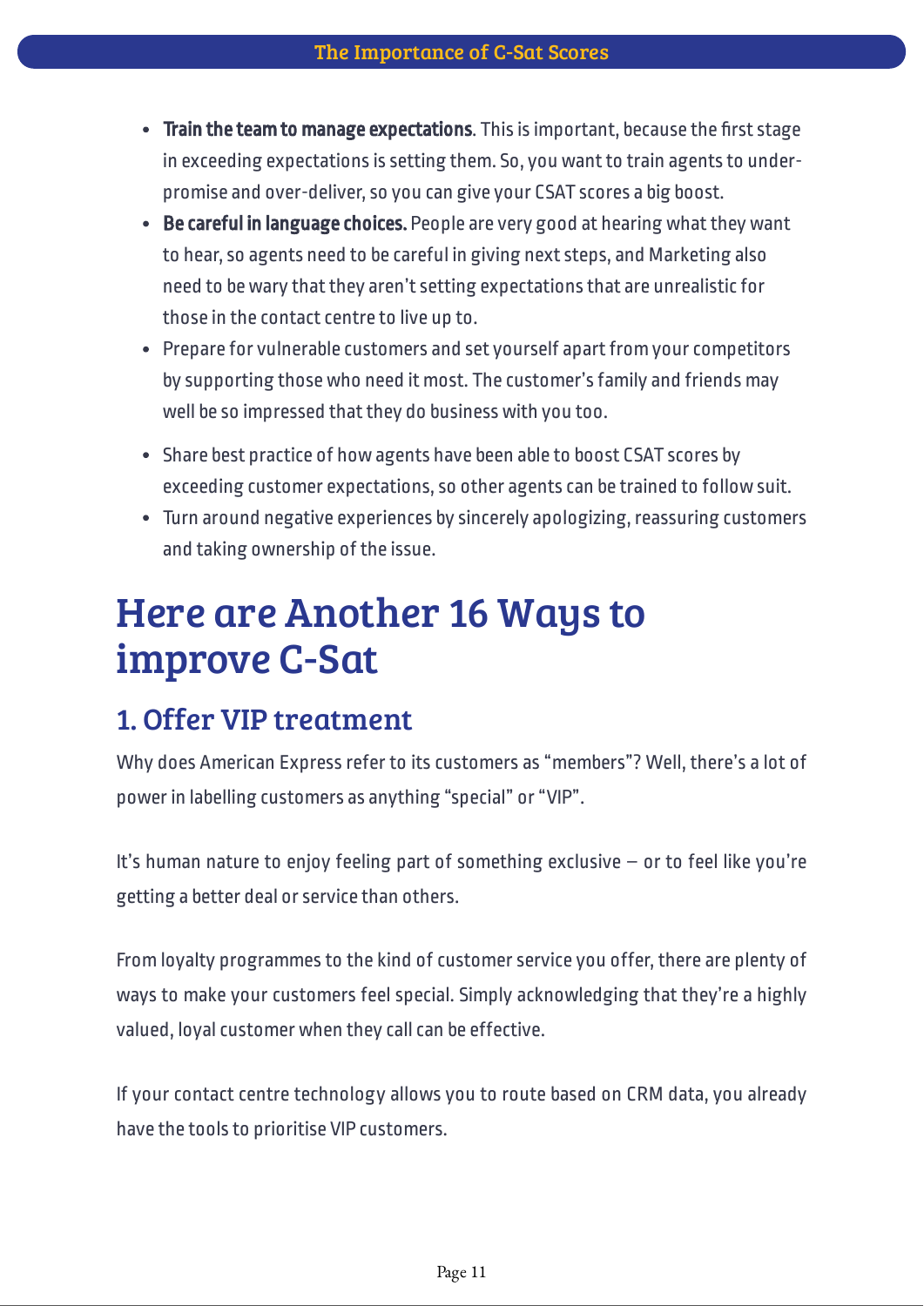- **Train the team to manage expectations**. This is important, because the first stage in exceeding expectations is setting them. So, you want to train agents to under-promise and over-deliver, so you can give your CSAT scores a big boost.
- **Be careful in language choices.** People are very good at hearing what they want to hear, so agents need to be careful in giving next steps, and Marketing also need to be wary that they aren't setting expectations that are unrealistic for those in the contact centre to live up to.
- Prepare for vulnerable customers and set yourself apart from your competitors by supporting those who need it most. The customer's family and friends may well be so impressed that they do business with you too.
- Share best practice of how agents have been able to boost CSAT scores by exceeding customer expectations, so other agents can be trained to follow suit.
- Turn around negative experiences by sincerely apologizing, reassuring customers and taking ownership of the issue.

# Here are Another 16 Ways to improve C-Sat

## 1. Offer VIP treatment

Why does American Express refer to its customers as "members"? Well, there's a lot of power in labelling customers as anything "special" or "VIP".

It's human nature to enjoy feeling part of something exclusive – or to feel like you're getting a better deal or service than others.

From loyalty programmes to the kind of customer service you offer, there are plenty of ways to make your customers feel special. Simply acknowledging that they're a highly valued, loyal customer when they call can be effective.

If your contact centre technology allows you to route based on CRM data, you already have the tools to prioritise VIP customers.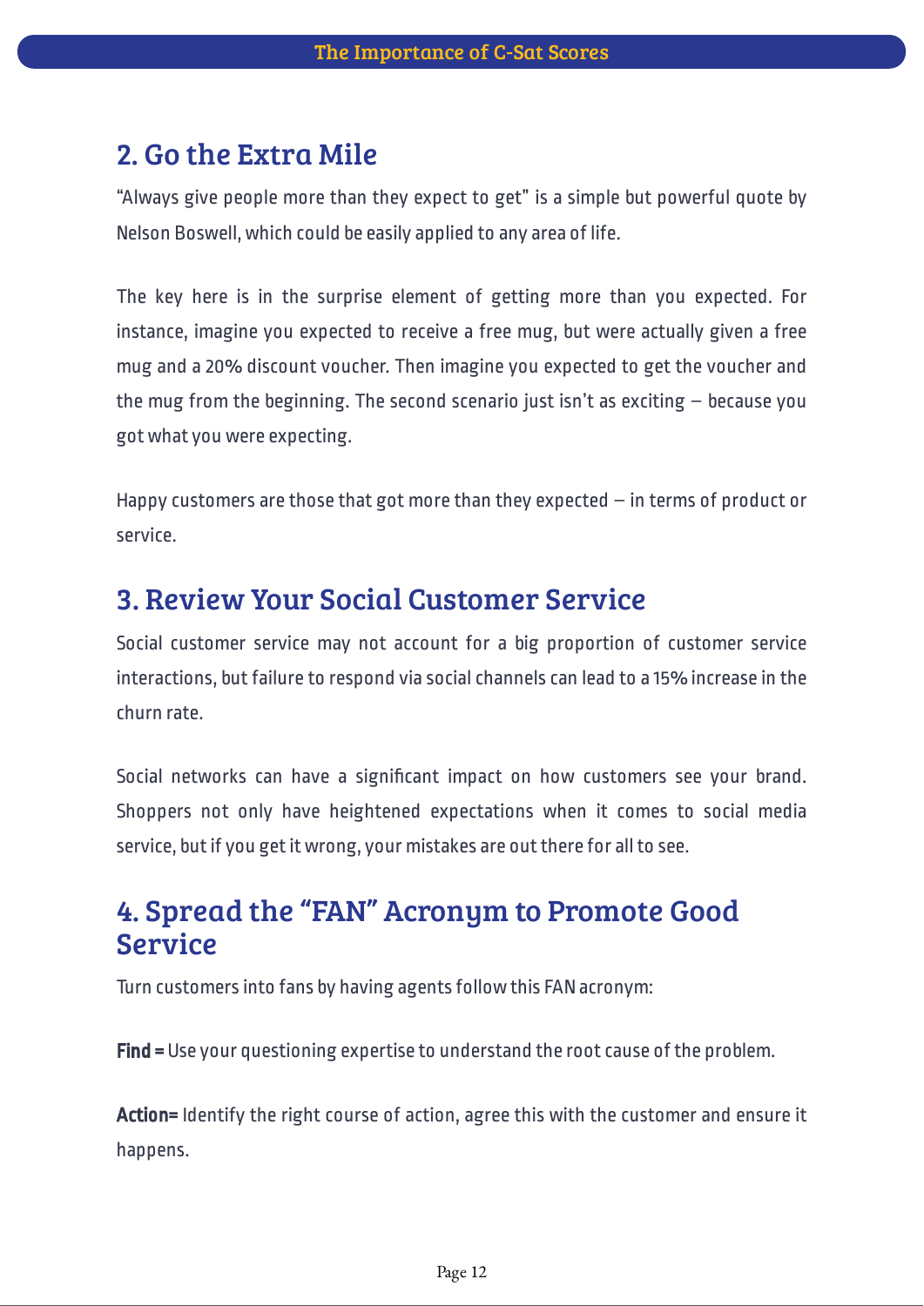## 2. Go the Extra Mile

"Always give people more than they expect to get" is a simple but powerful quote by Nelson Boswell, which could be easily applied to any area of life.

The key here is in the surprise element of getting more than you expected. For instance, imagine you expected to receive a free mug, but were actually given a free mug and a 20% discount voucher. Then imagine you expected to get the voucher and the mug from the beginning. The second scenario just isn't as exciting – because you got what you were expecting.

Happy customers are those that got more than they expected – in terms of product or service.

## 3. Review Your Social Customer Service

Social customer service may not account for a big proportion of customer service interactions, but failure to respond via social channels can lead to a 15% increase in the churn rate.

Social networks can have a significant impact on how customers see your brand. Shoppers not only have heightened expectations when it comes to social media service, but if you get it wrong, your mistakes are out there for all to see.

## 4. Spread the "FAN" Acronym to Promote Good Service

Turn customers into fans by having agents follow this FAN acronym:

**Find =** Use your questioning expertise to understand the root cause of the problem.

**Action=** Identify the right course of action, agree this with the customer and ensure it happens.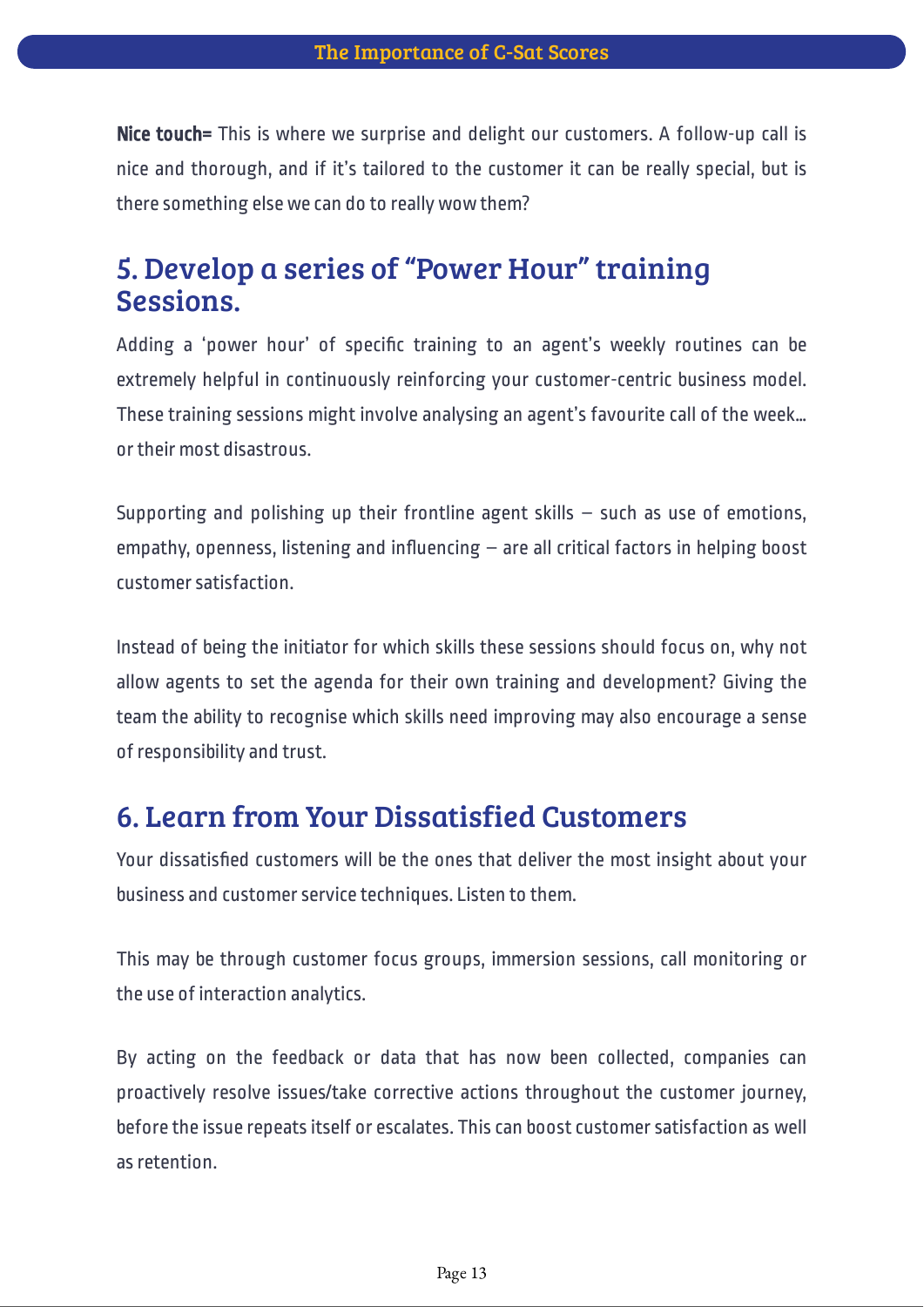**Nice touch=** This is where we surprise and delight our customers. A follow-up call is nice and thorough, and if it's tailored to the customer it can be really special, but is there something else we can do to really wow them?

## 5. Develop a series of "Power Hour" training Sessions.

Adding a 'power hour' of specific training to an agent's weekly routines can be extremely helpful in continuously reinforcing your customer-centric business model. These training sessions might involve analysing an agent's favourite call of the week… or their most disastrous.

Supporting and polishing up their frontline agent skills – such as use of emotions, empathy, openness, listening and influencing – are all critical factors in helping boost customer satisfaction.

Instead of being the initiator for which skills these sessions should focus on, why not allow agents to set the agenda for their own training and development? Giving the team the ability to recognise which skills need improving may also encourage a sense of responsibility and trust.

## 6. Learn from Your Dissatisfied Customers

Your dissatisfied customers will be the ones that deliver the most insight about your business and customer service techniques. Listen to them.

This may be through customer focus groups, immersion sessions, call monitoring or the use of interaction analytics.

By acting on the feedback or data that has now been collected, companies can proactively resolve issues/take corrective actions throughout the customer journey, before the issue repeats itself or escalates. This can boost customer satisfaction as well as retention.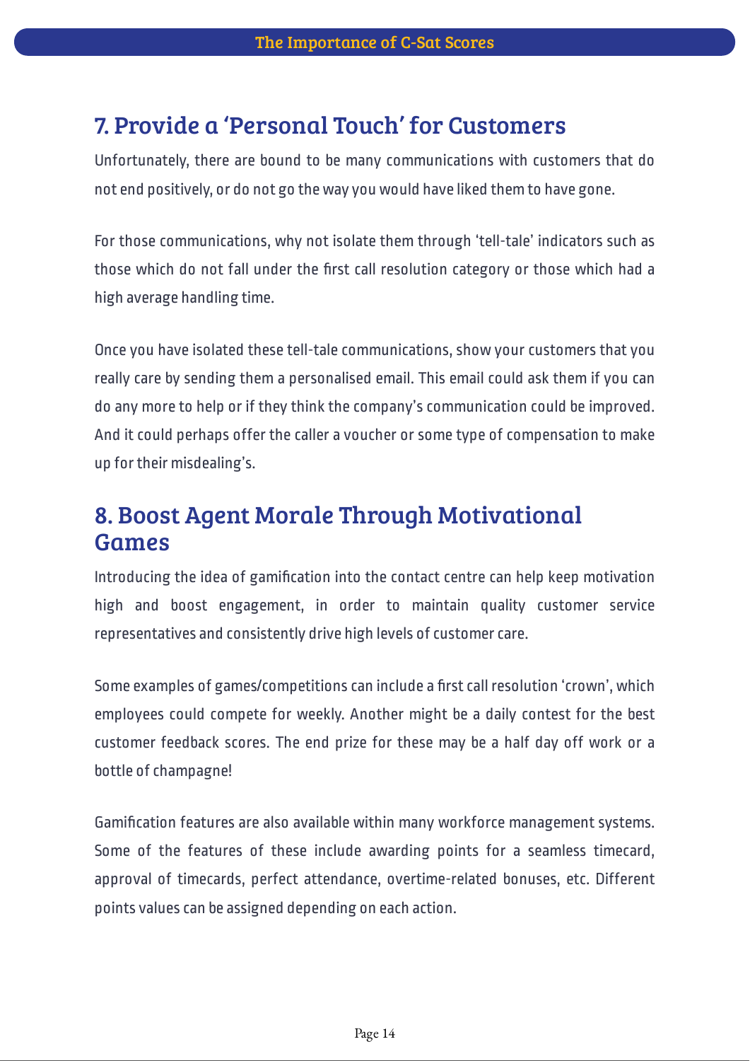## 7. Provide a 'Personal Touch' for Customers

Unfortunately, there are bound to be many communications with customers that do not end positively, or do not go the way you would have liked them to have gone.

For those communications, why not isolate them through 'tell-tale' indicators such as those which do not fall under the first call resolution category or those which had a high average handling time.

Once you have isolated these tell-tale communications, show your customers that you really care by sending them a personalised email. This email could ask them if you can do any more to help or if they think the company's communication could be improved. And it could perhaps offer the caller a voucher or some type of compensation to make up for their misdealing's.

## 8. Boost Agent Morale Through Motivational Games

Introducing the idea of gamification into the contact centre can help keep motivation high and boost engagement, in order to maintain quality customer service representatives and consistently drive high levels of customer care.

Some examples of games/competitions can include a first call resolution 'crown', which employees could compete for weekly. Another might be a daily contest for the best customer feedback scores. The end prize for these may be a half day off work or a bottle of champagne!

Gamification features are also available within many workforce management systems. Some of the features of these include awarding points for a seamless timecard, approval of timecards, perfect attendance, overtime-related bonuses, etc. Different points values can be assigned depending on each action.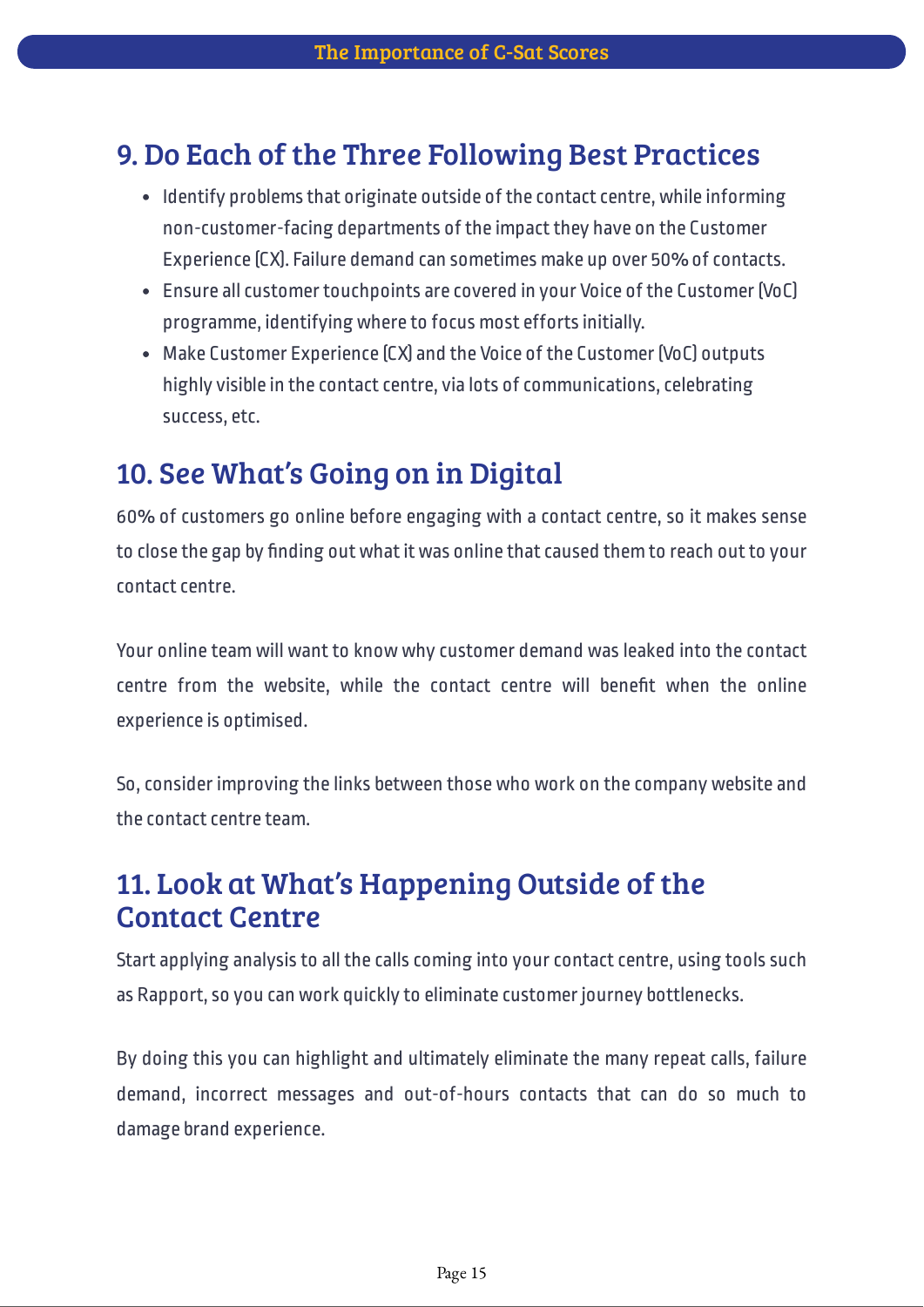## 9. Do Each of the Three Following Best Practices

- Identify problems that originate outside of the contact centre, while informing non-customer-facing departments of the impact they have on the Customer Experience (CX). Failure demand can sometimes make up over 50% of contacts.
- Ensure all customer touchpoints are covered in your Voice of the Customer (VoC) programme, identifying where to focus most efforts initially.
- Make Customer Experience (CX) and the Voice of the Customer (VoC) outputs highly visible in the contact centre, via lots of communications, celebrating success, etc.

## 10. See What's Going on in Digital

60% of customers go online before engaging with a contact centre, so it makes sense to close the gap by finding out what it was online that caused them to reach out to your contact centre.

Your online team will want to know why customer demand was leaked into the contact centre from the website, while the contact centre will benefit when the online experience is optimised.

So, consider improving the links between those who work on the company website and the contact centre team.

## 11. Look at What's Happening Outside of the Contact Centre

Start applying analysis to all the calls coming into your contact centre, using tools such as Rapport, so you can work quickly to eliminate customer journey bottlenecks.

By doing this you can highlight and ultimately eliminate the many repeat calls, failure demand, incorrect messages and out-of-hours contacts that can do so much to damage brand experience.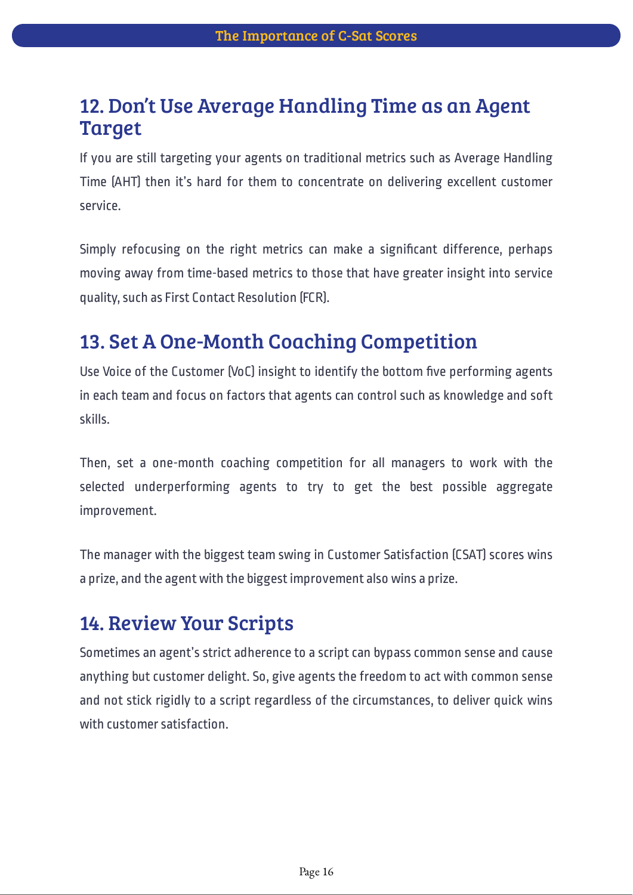## 12. Don't Use Average Handling Time as an Agent Target

If you are still targeting your agents on traditional metrics such as Average Handling Time (AHT) then it's hard for them to concentrate on delivering excellent customer service.

Simply refocusing on the right metrics can make a significant difference, perhaps moving away from time-based metrics to those that have greater insight into service quality, such as First Contact Resolution (FCR).

## 13. Set A One-Month Coaching Competition

Use Voice of the Customer (VoC) insight to identify the bottom five performing agents in each team and focus on factors that agents can control such as knowledge and soft skills.

Then, set a one-month coaching competition for all managers to work with the selected underperforming agents to try to get the best possible aggregate improvement.

The manager with the biggest team swing in Customer Satisfaction (CSAT) scores wins a prize, and the agent with the biggest improvement also wins a prize.

## 14. Review Your Scripts

Sometimes an agent's strict adherence to a script can bypass common sense and cause anything but customer delight. So, give agents the freedom to act with common sense and not stick rigidly to a script regardless of the circumstances, to deliver quick wins with customer satisfaction.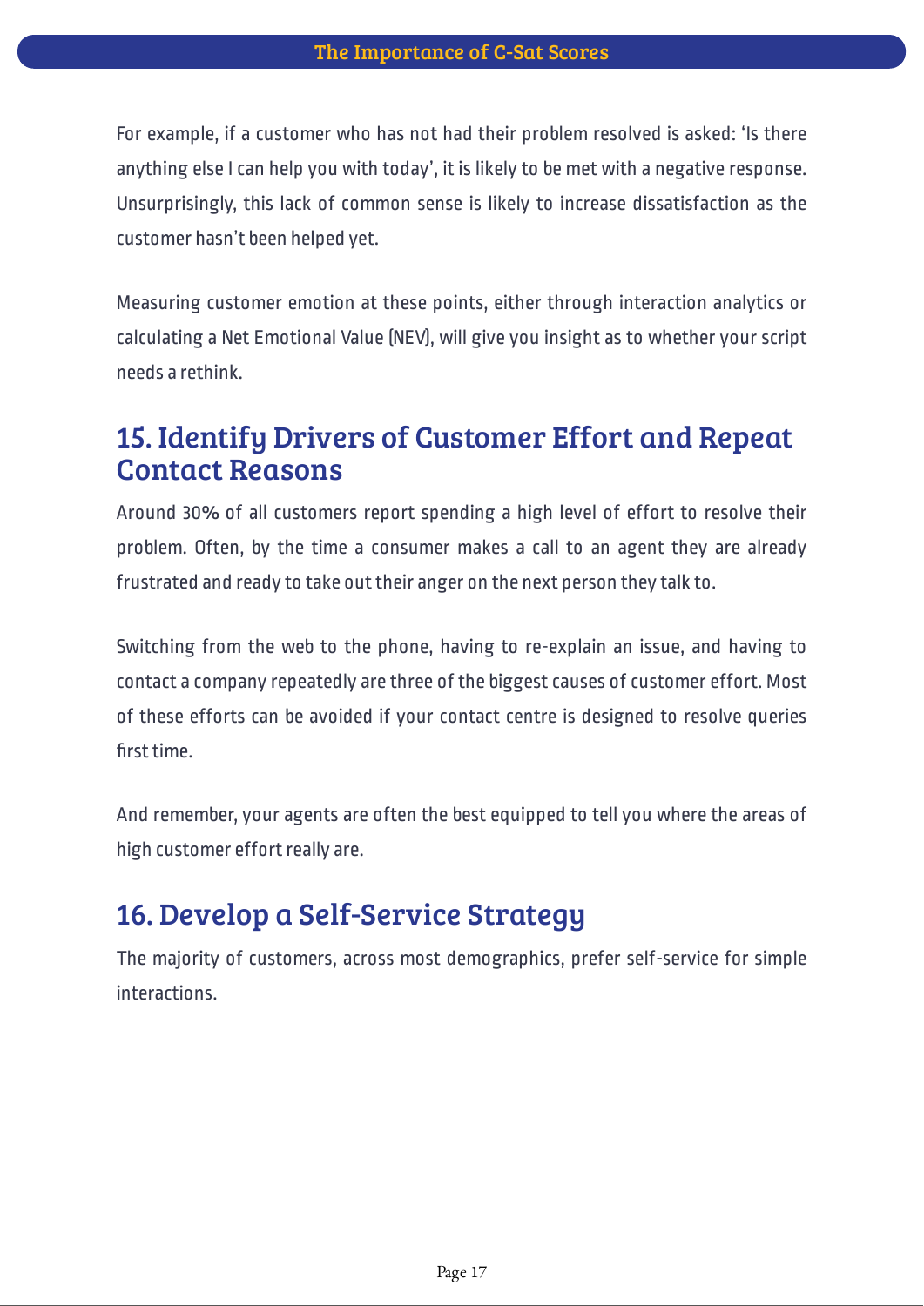For example, if a customer who has not had their problem resolved is asked: 'Is there anything else I can help you with today', it is likely to be met with a negative response. Unsurprisingly, this lack of common sense is likely to increase dissatisfaction as the customer hasn't been helped yet.

Measuring customer emotion at these points, either through interaction analytics or calculating a Net Emotional Value (NEV), will give you insight as to whether your script needs a rethink.

## 15. Identify Drivers of Customer Effort and Repeat Contact Reasons

Around 30% of all customers report spending a high level of effort to resolve their problem. Often, by the time a consumer makes a call to an agent they are already frustrated and ready to take out their anger on the next person they talk to.

Switching from the web to the phone, having to re-explain an issue, and having to contact a company repeatedly are three of the biggest causes of customer effort. Most of these efforts can be avoided if your contact centre is designed to resolve queries first time.

And remember, your agents are often the best equipped to tell you where the areas of high customer effort really are.

## 16. Develop a Self-Service Strategy

The majority of customers, across most demographics, prefer self-service for simple interactions.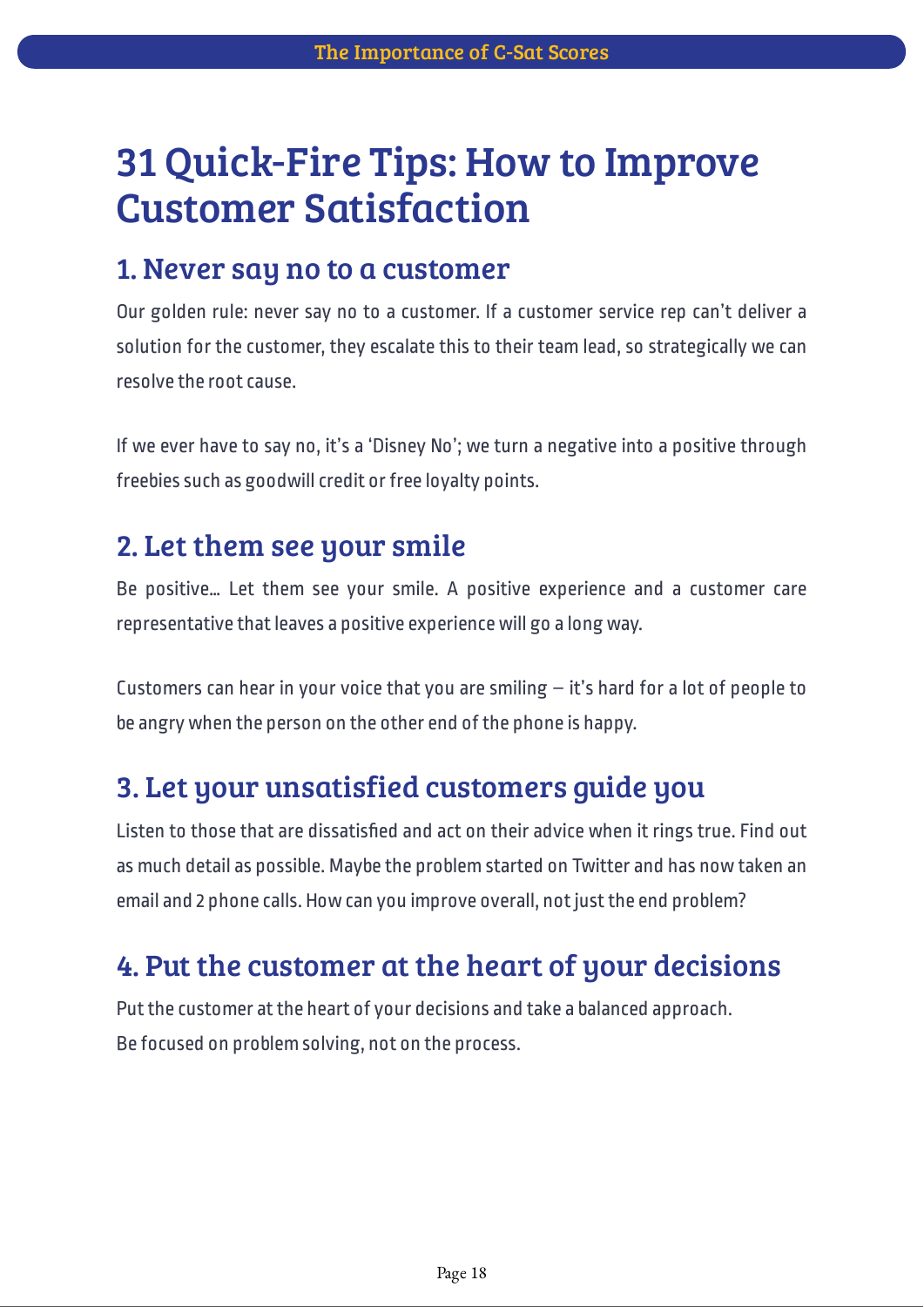# 31 Quick-Fire Tips: How to Improve Customer Satisfaction

## 1. Never say no to a customer

Our golden rule: never say no to a customer. If a customer service rep can't deliver a solution for the customer, they escalate this to their team lead, so strategically we can resolve the root cause.

If we ever have to say no, it's a 'Disney No'; we turn a negative into a positive through freebies such as goodwill credit or free loyalty points.

## 2. Let them see your smile

Be positive… Let them see your smile. A positive experience and a customer care representative that leaves a positive experience will go a long way.

Customers can hear in your voice that you are smiling – it's hard for a lot of people to be angry when the person on the other end of the phone is happy.

## 3. Let your unsatisfied customers guide you

Listen to those that are dissatisfied and act on their advice when it rings true. Find out as much detail as possible. Maybe the problem started on Twitter and has now taken an email and 2 phone calls. How can you improve overall, not just the end problem?

## 4. Put the customer at the heart of your decisions

Put the customer at the heart of your decisions and take a balanced approach.
Be focused on problem solving, not on the process.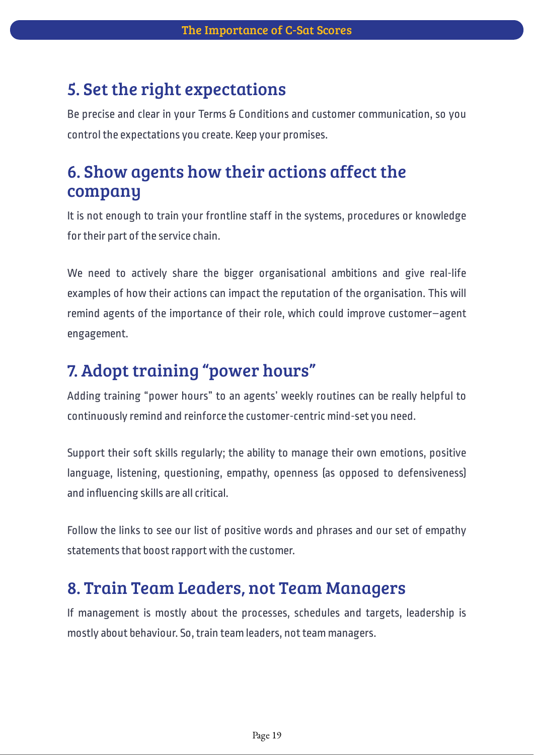## 5. Set the right expectations

Be precise and clear in your Terms & Conditions and customer communication, so you control the expectations you create. Keep your promises.

## 6. Show agents how their actions affect the company

It is not enough to train your frontline staff in the systems, procedures or knowledge for their part of the service chain.

We need to actively share the bigger organisational ambitions and give real-life examples of how their actions can impact the reputation of the organisation. This will remind agents of the importance of their role, which could improve customer–agent engagement.

## 7. Adopt training "power hours"

Adding training "power hours" to an agents' weekly routines can be really helpful to continuously remind and reinforce the customer-centric mind-set you need.

Support their soft skills regularly; the ability to manage their own emotions, positive language, listening, questioning, empathy, openness (as opposed to defensiveness) and influencing skills are all critical.

Follow the links to see our list of positive words and phrases and our set of empathy statements that boost rapport with the customer.

## 8. Train Team Leaders, not Team Managers

If management is mostly about the processes, schedules and targets, leadership is mostly about behaviour. So, train team leaders, not team managers.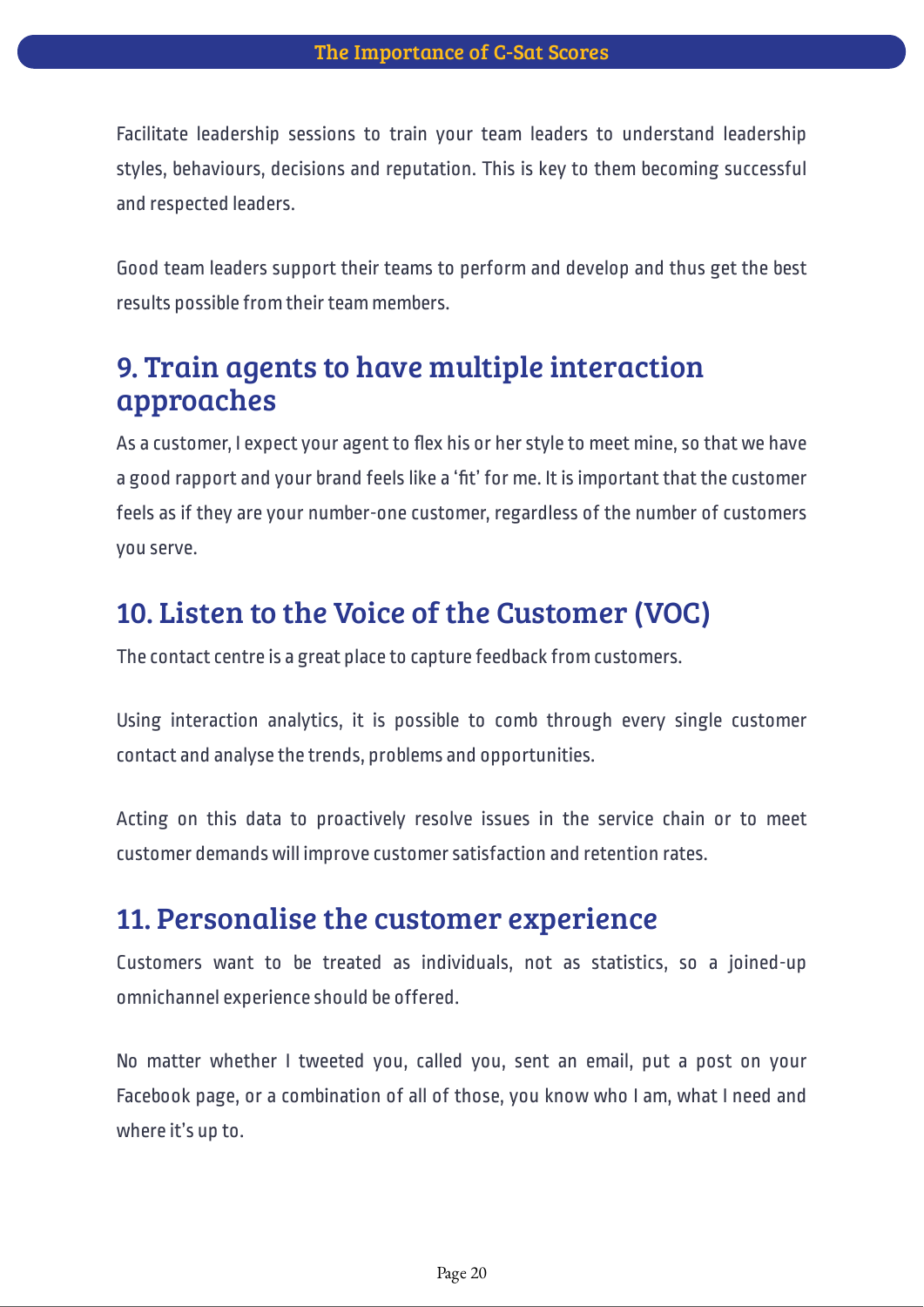Facilitate leadership sessions to train your team leaders to understand leadership styles, behaviours, decisions and reputation. This is key to them becoming successful and respected leaders.

Good team leaders support their teams to perform and develop and thus get the best results possible from their team members.

## 9. Train agents to have multiple interaction approaches

As a customer, I expect your agent to flex his or her style to meet mine, so that we have a good rapport and your brand feels like a 'fit' for me. It is important that the customer feels as if they are your number-one customer, regardless of the number of customers you serve.

## 10. Listen to the Voice of the Customer (VOC)

The contact centre is a great place to capture feedback from customers.

Using interaction analytics, it is possible to comb through every single customer contact and analyse the trends, problems and opportunities.

Acting on this data to proactively resolve issues in the service chain or to meet customer demands will improve customer satisfaction and retention rates.

## 11. Personalise the customer experience

Customers want to be treated as individuals, not as statistics, so a joined-up omnichannel experience should be offered.

No matter whether I tweeted you, called you, sent an email, put a post on your Facebook page, or a combination of all of those, you know who I am, what I need and where it's up to.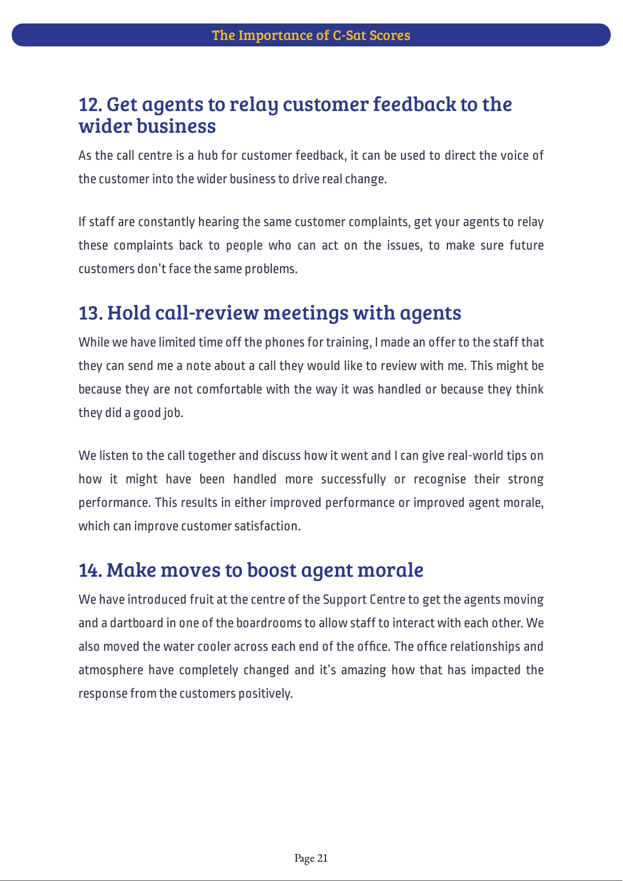## 12. Get agents to relay customer feedback to the wider business

As the call centre is a hub for customer feedback, it can be used to direct the voice of the customer into the wider business to drive real change.

If staff are constantly hearing the same customer complaints, get your agents to relay these complaints back to people who can act on the issues, to make sure future customers don't face the same problems.

## 13. Hold call-review meetings with agents

While we have limited time off the phones for training, I made an offer to the staff that they can send me a note about a call they would like to review with me. This might be because they are not comfortable with the way it was handled or because they think they did a good job.

We listen to the call together and discuss how it went and I can give real-world tips on how it might have been handled more successfully or recognise their strong performance. This results in either improved performance or improved agent morale, which can improve customer satisfaction.

## 14. Make moves to boost agent morale

We have introduced fruit at the centre of the Support Centre to get the agents moving and a dartboard in one of the boardrooms to allow staff to interact with each other. We also moved the water cooler across each end of the office. The office relationships and atmosphere have completely changed and it's amazing how that has impacted the response from the customers positively.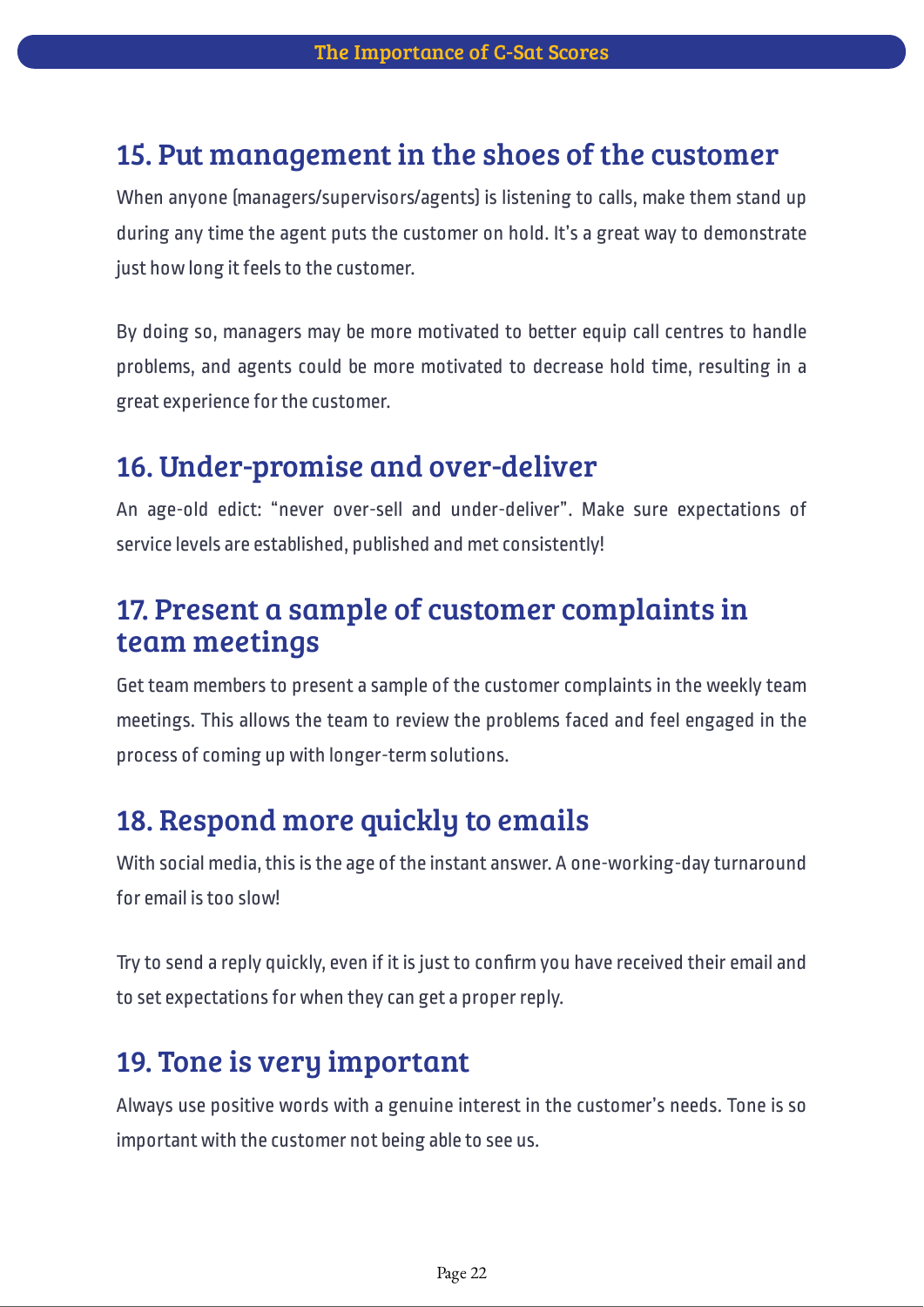## 15. Put management in the shoes of the customer

When anyone (managers/supervisors/agents) is listening to calls, make them stand up during any time the agent puts the customer on hold. It's a great way to demonstrate just how long it feels to the customer.

By doing so, managers may be more motivated to better equip call centres to handle problems, and agents could be more motivated to decrease hold time, resulting in a great experience for the customer.

## 16. Under-promise and over-deliver

An age-old edict: "never over-sell and under-deliver". Make sure expectations of service levels are established, published and met consistently!

## 17. Present a sample of customer complaints in team meetings

Get team members to present a sample of the customer complaints in the weekly team meetings. This allows the team to review the problems faced and feel engaged in the process of coming up with longer-term solutions.

## 18. Respond more quickly to emails

With social media, this is the age of the instant answer. A one-working-day turnaround for email is too slow!

Try to send a reply quickly, even if it is just to confirm you have received their email and to set expectations for when they can get a proper reply.

## 19. Tone is very important

Always use positive words with a genuine interest in the customer's needs. Tone is so important with the customer not being able to see us.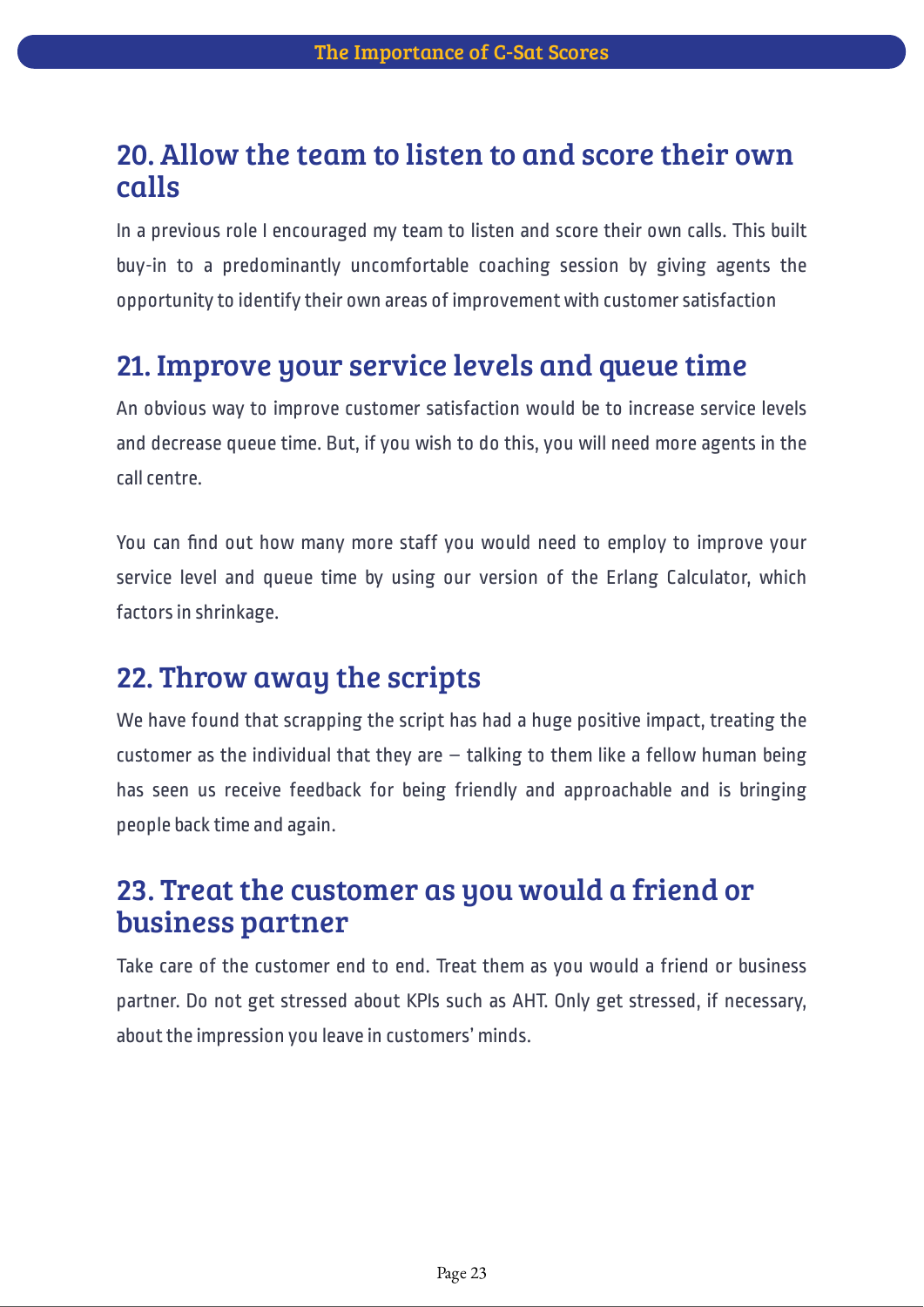## 20. Allow the team to listen to and score their own calls

In a previous role I encouraged my team to listen and score their own calls. This built buy-in to a predominantly uncomfortable coaching session by giving agents the opportunity to identify their own areas of improvement with customer satisfaction

## 21. Improve your service levels and queue time

An obvious way to improve customer satisfaction would be to increase service levels and decrease queue time. But, if you wish to do this, you will need more agents in the call centre.

You can find out how many more staff you would need to employ to improve your service level and queue time by using our version of the Erlang Calculator, which factors in shrinkage.

## 22. Throw away the scripts

We have found that scrapping the script has had a huge positive impact, treating the customer as the individual that they are – talking to them like a fellow human being has seen us receive feedback for being friendly and approachable and is bringing people back time and again.

## 23. Treat the customer as you would a friend or business partner

Take care of the customer end to end. Treat them as you would a friend or business partner. Do not get stressed about KPIs such as AHT. Only get stressed, if necessary, about the impression you leave in customers' minds.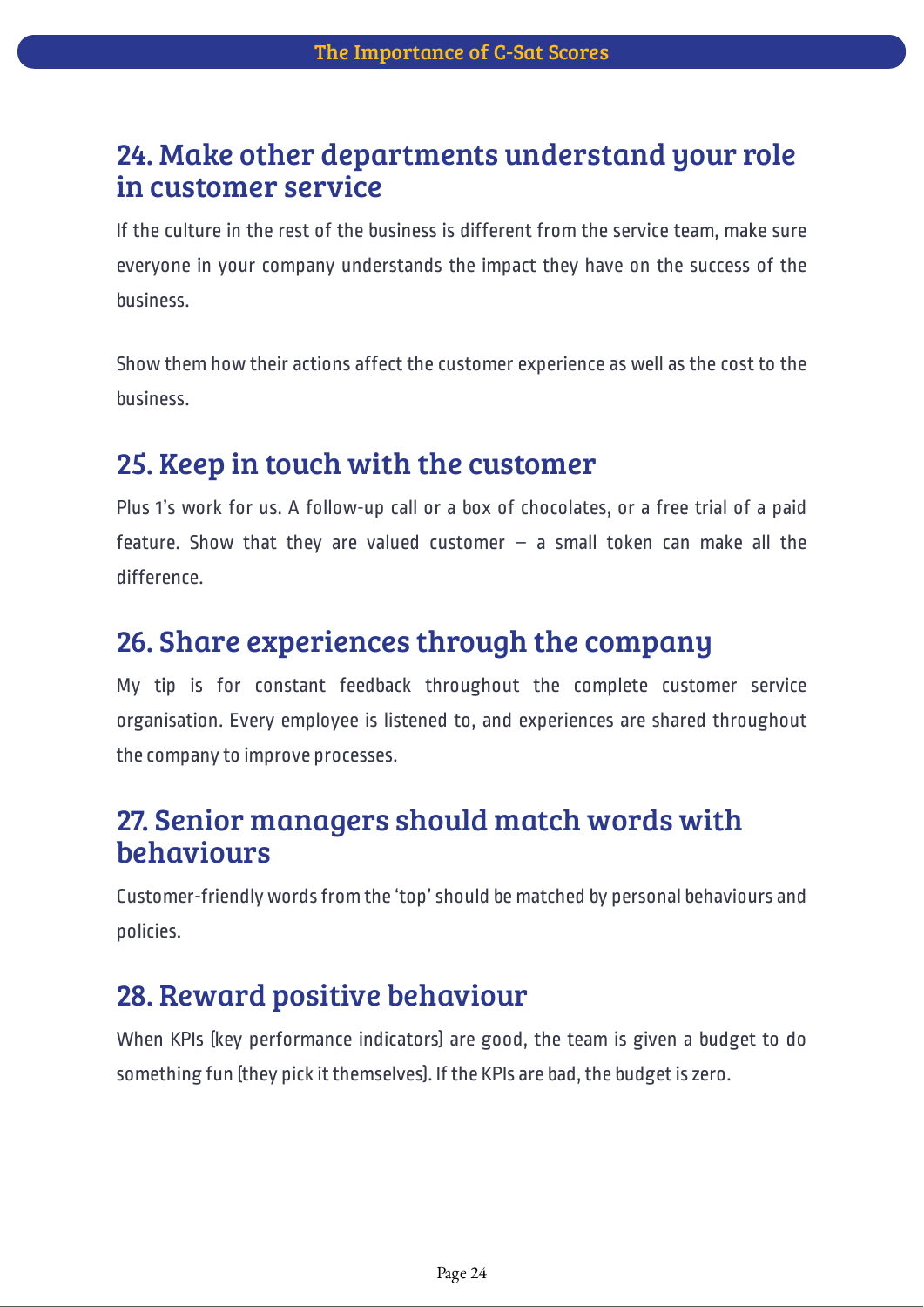## 24. Make other departments understand your role in customer service

If the culture in the rest of the business is different from the service team, make sure everyone in your company understands the impact they have on the success of the business.

Show them how their actions affect the customer experience as well as the cost to the business.

## 25. Keep in touch with the customer

Plus 1's work for us. A follow-up call or a box of chocolates, or a free trial of a paid feature. Show that they are valued customer – a small token can make all the difference.

## 26. Share experiences through the company

My tip is for constant feedback throughout the complete customer service organisation. Every employee is listened to, and experiences are shared throughout the company to improve processes.

## 27. Senior managers should match words with behaviours

Customer-friendly words from the 'top' should be matched by personal behaviours and policies.

## 28. Reward positive behaviour

When KPIs (key performance indicators) are good, the team is given a budget to do something fun (they pick it themselves). If the KPIs are bad, the budget is zero.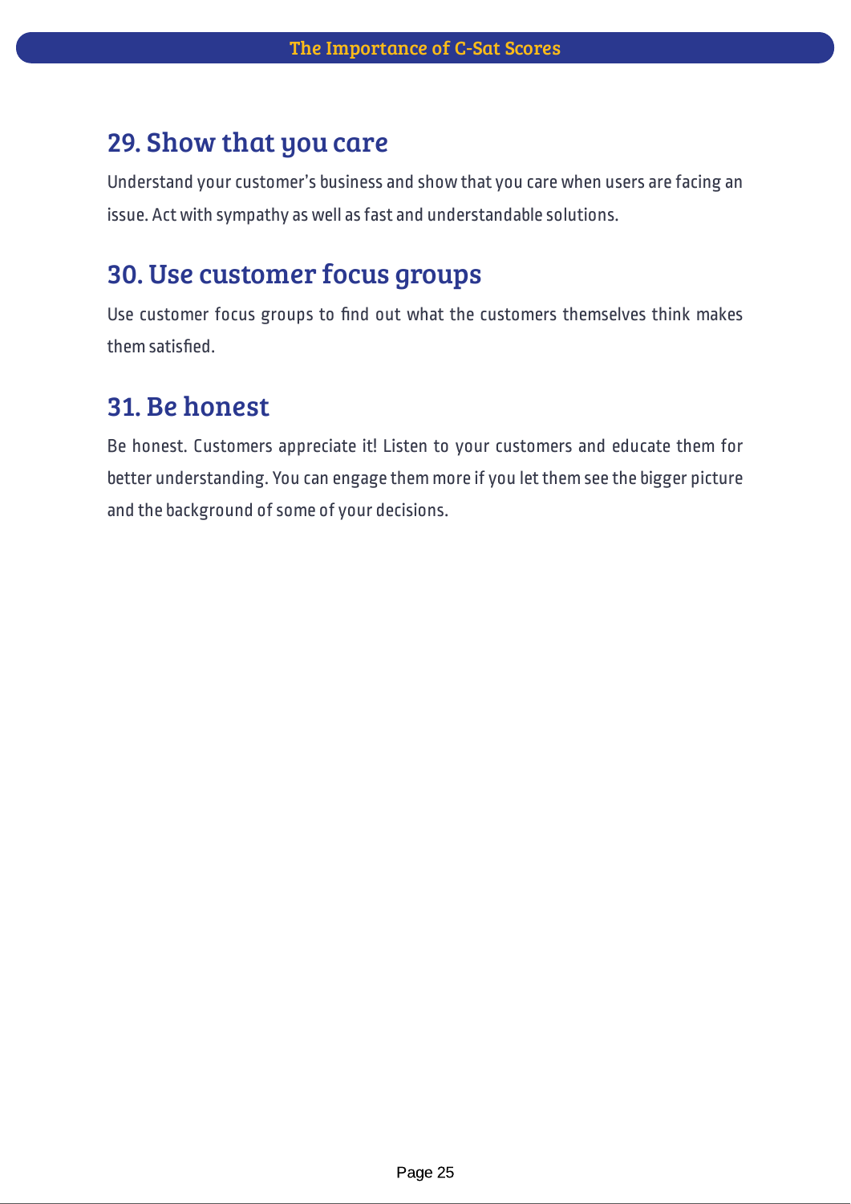## 29. Show that you care

Understand your customer's business and show that you care when users are facing an issue. Act with sympathy as well as fast and understandable solutions.

## 30. Use customer focus groups

Use customer focus groups to find out what the customers themselves think makes them satisfied.

## 31. Be honest

Be honest. Customers appreciate it! Listen to your customers and educate them for better understanding. You can engage them more if you let them see the bigger picture and the background of some of your decisions.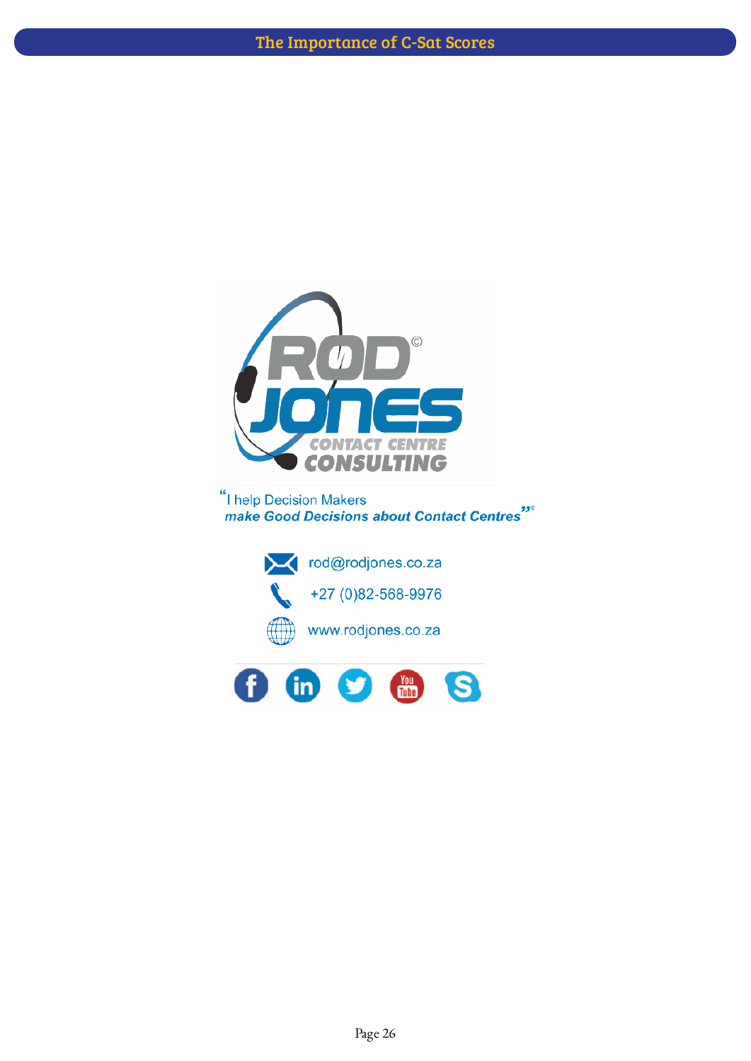ROD JONES

CONTACT CENTRE CONSULTING

"I help Decision Makers
*make Good Decisions about Contact Centres*"

rod@rodjones.co.za

+27 (0)82-568-9976

www.rodjones.co.za